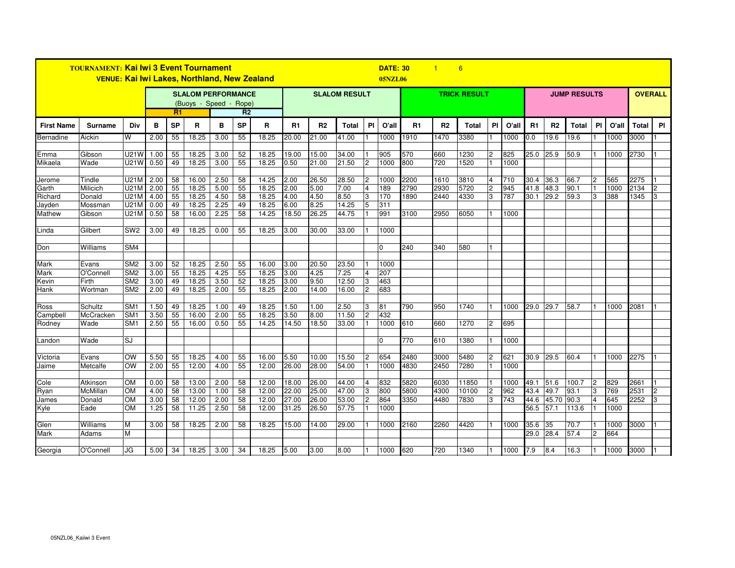**TOURNAMENT: Kai Iwi 3 Event Tournament**
**VENUE: Kai Iwi Lakes, Northland, New Zealand**

**DATE: 30 1 6**
**05NZL06**

| | | | SLALOM PERFORMANCE (Buoys - Speed - Rope) | | | | | | SLALOM RESULT | | | | | TRICK RESULT | | | | | JUMP RESULTS | | | | | OVERALL | |
|---|---|---|---|---|---|---|---|---|---|---|---|---|---|---|---|---|---|---|---|---|---|---|---|---|---|
| | | | R1 | | | R2 | | | | | | | | | | | | | | | | | | | |
| First Name | Surname | Div | B | SP | R | B | SP | R | R1 | R2 | Total | Pl | O'all | R1 | R2 | Total | Pl | O'all | R1 | R2 | Total | Pl | O'all | Total | Pl |
| Bernadine | Aickin | W | 2.00 | 55 | 18.25 | 3.00 | 55 | 18.25 | 20.00 | 21.00 | 41.00 | 1 | 1000 | 1910 | 1470 | 3380 | 1 | 1000 | 0.0 | 19.6 | 19.6 | 1 | 1000 | 3000 | 1 |
| Emma | Gibson | U21W | 1.00 | 55 | 18.25 | 3.00 | 55 | 18.25 | 19.00 | 15.00 | 34.00 | 1 | 905 | 570 | 660 | 1230 | 2 | 825 | 25.0 | 25.9 | 50.9 | 1 | 1000 | 2730 | 1 |
| Mikaela | Wade | U21W | 0.50 | 49 | 18.25 | 3.00 | 55 | 18.25 | 0.50 | 21.00 | 21.50 | 2 | 1000 | 800 | 720 | 1520 | 1 | 1000 | | | | | | | |
| Jerome | Tindle | U21M | 2.00 | 58 | 16.00 | 2.50 | 58 | 14.25 | 2.00 | 26.50 | 28.50 | 2 | 1000 | 2200 | 1610 | 3810 | 4 | 710 | 30.4 | 36.3 | 66.7 | 2 | 565 | 2275 | 1 |
| Garth | Milicich | U21M | 2.00 | 55 | 18.25 | 5.00 | 55 | 18.25 | 2.00 | 5.00 | 7.00 | 4 | 189 | 2790 | 2930 | 5720 | 2 | 945 | 41.8 | 48.3 | 90.1 | 1 | 1000 | 2134 | 2 |
| Richard | Donald | U21M | 4.00 | 55 | 18.25 | 4.50 | 58 | 18.25 | 4.00 | 4.50 | 8.50 | 3 | 170 | 1890 | 2440 | 4330 | 3 | 787 | 30.1 | 29.2 | 59.3 | 3 | 388 | 1345 | 3 |
| Jayden | Mossman | U21M | 0.00 | 49 | 18.25 | 2.25 | 49 | 18.25 | 6.00 | 8.25 | 14.25 | 5 | 311 | | | | | | | | | | | | |
| Mathew | Gibson | U21M | 0.50 | 58 | 16.00 | 2.25 | 58 | 14.25 | 18.50 | 26.25 | 44.75 | 1 | 991 | 3100 | 2950 | 6050 | 1 | 1000 | | | | | | | |
| Linda | Gilbert | SW2 | 3.00 | 49 | 18.25 | 0.00 | 55 | 18.25 | 3.00 | 30.00 | 33.00 | 1 | 1000 | | | | | | | | | | | | |
| Don | Williams | SM4 | | | | | | | | | | | 0 | 240 | 340 | 580 | 1 | | | | | | | | |
| Mark | Evans | SM2 | 3.00 | 52 | 18.25 | 2.50 | 55 | 16.00 | 3.00 | 20.50 | 23.50 | 1 | 1000 | | | | | | | | | | | | |
| Mark | O'Connell | SM2 | 3.00 | 55 | 18.25 | 4.25 | 55 | 18.25 | 3.00 | 4.25 | 7.25 | 4 | 207 | | | | | | | | | | | | |
| Kevin | Firth | SM2 | 3.00 | 49 | 18.25 | 3.50 | 52 | 18.25 | 3.00 | 9.50 | 12.50 | 3 | 463 | | | | | | | | | | | | |
| Hank | Wortman | SM2 | 2.00 | 49 | 18.25 | 2.00 | 55 | 18.25 | 2.00 | 14.00 | 16.00 | 2 | 683 | | | | | | | | | | | | |
| Ross | Schultz | SM1 | 1.50 | 49 | 18.25 | 1.00 | 49 | 18.25 | 1.50 | 1.00 | 2.50 | 3 | 81 | 790 | 950 | 1740 | 1 | 1000 | 29.0 | 29.7 | 58.7 | 1 | 1000 | 2081 | 1 |
| Campbell | McCracken | SM1 | 3.50 | 55 | 16.00 | 2.00 | 55 | 18.25 | 3.50 | 8.00 | 11.50 | 2 | 432 | | | | | | | | | | | | |
| Rodney | Wade | SM1 | 2.50 | 55 | 16.00 | 0.50 | 55 | 14.25 | 14.50 | 18.50 | 33.00 | 1 | 1000 | 610 | 660 | 1270 | 2 | 695 | | | | | | | |
| Landon | Wade | SJ | | | | | | | | | | | 0 | 770 | 610 | 1380 | 1 | 1000 | | | | | | | |
| Victoria | Evans | OW | 5.50 | 55 | 18.25 | 4.00 | 55 | 16.00 | 5.50 | 10.00 | 15.50 | 2 | 654 | 2480 | 3000 | 5480 | 2 | 621 | 30.9 | 29.5 | 60.4 | 1 | 1000 | 2275 | 1 |
| Jaime | Metcalfe | OW | 2.00 | 55 | 12.00 | 4.00 | 55 | 12.00 | 26.00 | 28.00 | 54.00 | 1 | 1000 | 4830 | 2450 | 7280 | 1 | 1000 | | | | | | | |
| Cole | Atkinson | OM | 0.00 | 58 | 13.00 | 2.00 | 58 | 12.00 | 18.00 | 26.00 | 44.00 | 4 | 832 | 5820 | 6030 | 11850 | 1 | 1000 | 49.1 | 51.6 | 100.7 | 2 | 829 | 2661 | 1 |
| Ryan | McMillan | OM | 4.00 | 58 | 13.00 | 1.00 | 58 | 12.00 | 22.00 | 25.00 | 47.00 | 3 | 800 | 5800 | 4300 | 10100 | 2 | 962 | 43.4 | 49.7 | 93.1 | 3 | 769 | 2531 | 2 |
| James | Donald | OM | 3.00 | 58 | 12.00 | 2.00 | 58 | 12.00 | 27.00 | 26.00 | 53.00 | 2 | 864 | 3350 | 4480 | 7830 | 3 | 743 | 44.6 | 45.70 | 90.3 | 4 | 645 | 2252 | 3 |
| Kyle | Eade | OM | 1.25 | 58 | 11.25 | 2.50 | 58 | 12.00 | 31.25 | 26.50 | 57.75 | 1 | 1000 | | | | | | 56.5 | 57.1 | 113.6 | 1 | 1000 | | |
| Glen | Williams | M | 3.00 | 58 | 18.25 | 2.00 | 58 | 18.25 | 15.00 | 14.00 | 29.00 | 1 | 1000 | 2160 | 2260 | 4420 | 1 | 1000 | 35.6 | 35 | 70.7 | 1 | 1000 | 3000 | 1 |
| Mark | Adams | M | | | | | | | | | | | | | | | | | 29.0 | 28.4 | 57.4 | 2 | 664 | | |
| Georgia | O'Connell | JG | 5.00 | 34 | 18.25 | 3.00 | 34 | 18.25 | 5.00 | 3.00 | 8.00 | 1 | 1000 | 620 | 720 | 1340 | 1 | 1000 | 7.9 | 8.4 | 16.3 | 1 | 1000 | 3000 | 1 |

05NZL06_Kaiiwi 3 Event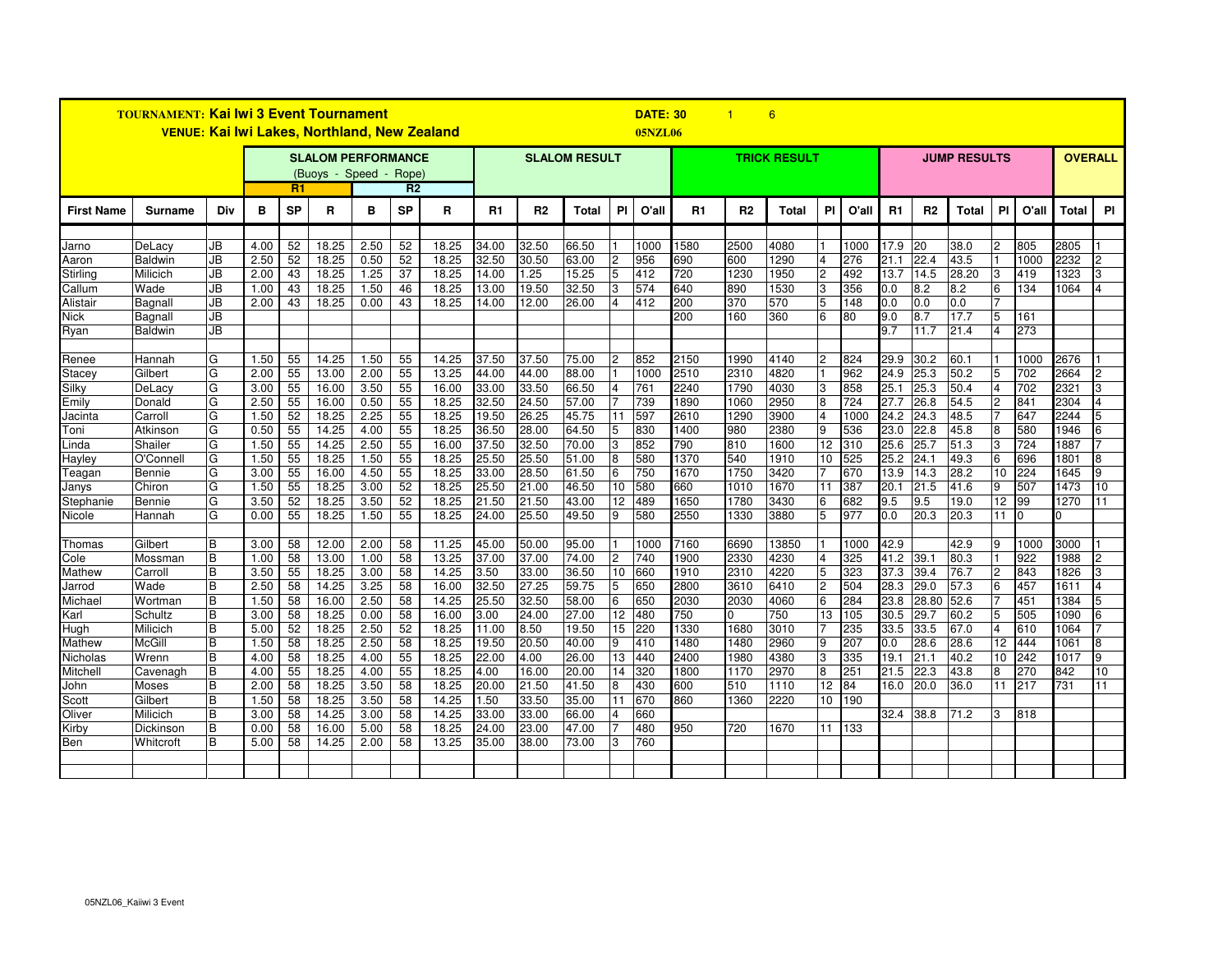**TOURNAMENT: Kai Iwi 3 Event Tournament**
**VENUE: Kai Iwi Lakes, Northland, New Zealand**

**DATE: 30 1 6**
**05NZL06**

| | | | SLALOM PERFORMANCE (Buoys - Speed - Rope) | | | | | | SLALOM RESULT | | | | | TRICK RESULT | | | | | JUMP RESULTS | | | | | OVERALL | |
|---|---|---|---|---|---|---|---|---|---|---|---|---|---|---|---|---|---|---|---|---|---|---|---|---|---|
| | | | R1 | | | R2 | | | | | | | | | | | | | | | | | | | |
| First Name | Surname | Div | B | SP | R | B | SP | R | R1 | R2 | Total | Pl | O'all | R1 | R2 | Total | Pl | O'all | R1 | R2 | Total | Pl | O'all | Total | Pl |
| Jarno | DeLacy | JB | 4.00 | 52 | 18.25 | 2.50 | 52 | 18.25 | 34.00 | 32.50 | 66.50 | 1 | 1000 | 1580 | 2500 | 4080 | 1 | 1000 | 17.9 | 20 | 38.0 | 2 | 805 | 2805 | 1 |
| Aaron | Baldwin | JB | 2.50 | 52 | 18.25 | 0.50 | 52 | 18.25 | 32.50 | 30.50 | 63.00 | 2 | 956 | 690 | 600 | 1290 | 4 | 276 | 21.1 | 22.4 | 43.5 | 1 | 1000 | 2232 | 2 |
| Stirling | Milicich | JB | 2.00 | 43 | 18.25 | 1.25 | 37 | 18.25 | 14.00 | 1.25 | 15.25 | 5 | 412 | 720 | 1230 | 1950 | 2 | 492 | 13.7 | 14.5 | 28.20 | 3 | 419 | 1323 | 3 |
| Callum | Wade | JB | 1.00 | 43 | 18.25 | 1.50 | 46 | 18.25 | 13.00 | 19.50 | 32.50 | 3 | 574 | 640 | 890 | 1530 | 3 | 356 | 0.0 | 8.2 | 8.2 | 6 | 134 | 1064 | 4 |
| Alistair | Bagnall | JB | 2.00 | 43 | 18.25 | 0.00 | 43 | 18.25 | 14.00 | 12.00 | 26.00 | 4 | 412 | 200 | 370 | 570 | 5 | 148 | 0.0 | 0.0 | 0.0 | 7 | | | |
| Nick | Bagnall | JB | | | | | | | | | | | | 200 | 160 | 360 | 6 | 80 | 9.0 | 8.7 | 17.7 | 5 | 161 | | |
| Ryan | Baldwin | JB | | | | | | | | | | | | | | | | | 9.7 | 11.7 | 21.4 | 4 | 273 | | |
| Renee | Hannah | G | 1.50 | 55 | 14.25 | 1.50 | 55 | 14.25 | 37.50 | 37.50 | 75.00 | 2 | 852 | 2150 | 1990 | 4140 | 2 | 824 | 29.9 | 30.2 | 60.1 | 1 | 1000 | 2676 | 1 |
| Stacey | Gilbert | G | 2.00 | 55 | 13.00 | 2.00 | 55 | 13.25 | 44.00 | 44.00 | 88.00 | 1 | 1000 | 2510 | 2310 | 4820 | 1 | 962 | 24.9 | 25.3 | 50.2 | 5 | 702 | 2664 | 2 |
| Silky | DeLacy | G | 3.00 | 55 | 16.00 | 3.50 | 55 | 16.00 | 33.00 | 33.50 | 66.50 | 4 | 761 | 2240 | 1790 | 4030 | 3 | 858 | 25.1 | 25.3 | 50.4 | 4 | 702 | 2321 | 3 |
| Emily | Donald | G | 2.50 | 55 | 16.00 | 0.50 | 55 | 18.25 | 32.50 | 24.50 | 57.00 | 7 | 739 | 1890 | 1060 | 2950 | 8 | 724 | 27.7 | 26.8 | 54.5 | 2 | 841 | 2304 | 4 |
| Jacinta | Carroll | G | 1.50 | 52 | 18.25 | 2.25 | 55 | 18.25 | 19.50 | 26.25 | 45.75 | 11 | 597 | 2610 | 1290 | 3900 | 4 | 1000 | 24.2 | 24.3 | 48.5 | 7 | 647 | 2244 | 5 |
| Toni | Atkinson | G | 0.50 | 55 | 14.25 | 4.00 | 55 | 18.25 | 36.50 | 28.00 | 64.50 | 5 | 830 | 1400 | 980 | 2380 | 9 | 536 | 23.0 | 22.8 | 45.8 | 8 | 580 | 1946 | 6 |
| Linda | Shailer | G | 1.50 | 55 | 14.25 | 2.50 | 55 | 16.00 | 37.50 | 32.50 | 70.00 | 3 | 852 | 790 | 810 | 1600 | 12 | 310 | 25.6 | 25.7 | 51.3 | 3 | 724 | 1887 | 7 |
| Hayley | O'Connell | G | 1.50 | 55 | 18.25 | 1.50 | 55 | 18.25 | 25.50 | 25.50 | 51.00 | 8 | 580 | 1370 | 540 | 1910 | 10 | 525 | 25.2 | 24.1 | 49.3 | 6 | 696 | 1801 | 8 |
| Teagan | Bennie | G | 3.00 | 55 | 16.00 | 4.50 | 55 | 18.25 | 33.00 | 28.50 | 61.50 | 6 | 750 | 1670 | 1750 | 3420 | 7 | 670 | 13.9 | 14.3 | 28.2 | 10 | 224 | 1645 | 9 |
| Janys | Chiron | G | 1.50 | 55 | 18.25 | 3.00 | 52 | 18.25 | 25.50 | 21.00 | 46.50 | 10 | 580 | 660 | 1010 | 1670 | 11 | 387 | 20.1 | 21.5 | 41.6 | 9 | 507 | 1473 | 10 |
| Stephanie | Bennie | G | 3.50 | 52 | 18.25 | 3.50 | 52 | 18.25 | 21.50 | 21.50 | 43.00 | 12 | 489 | 1650 | 1780 | 3430 | 6 | 682 | 9.5 | 9.5 | 19.0 | 12 | 99 | 1270 | 11 |
| Nicole | Hannah | G | 0.00 | 55 | 18.25 | 1.50 | 55 | 18.25 | 24.00 | 25.50 | 49.50 | 9 | 580 | 2550 | 1330 | 3880 | 5 | 977 | 0.0 | 20.3 | 20.3 | 11 | 0 | 0 | |
| Thomas | Gilbert | B | 3.00 | 58 | 12.00 | 2.00 | 58 | 11.25 | 45.00 | 50.00 | 95.00 | 1 | 1000 | 7160 | 6690 | 13850 | 1 | 1000 | 42.9 | | 42.9 | 9 | 1000 | 3000 | 1 |
| Cole | Mossman | B | 1.00 | 58 | 13.00 | 1.00 | 58 | 13.25 | 37.00 | 37.00 | 74.00 | 2 | 740 | 1900 | 2330 | 4230 | 4 | 325 | 41.2 | 39.1 | 80.3 | 1 | 922 | 1988 | 2 |
| Mathew | Carroll | B | 3.50 | 55 | 18.25 | 3.00 | 58 | 14.25 | 3.50 | 33.00 | 36.50 | 10 | 660 | 1910 | 2310 | 4220 | 5 | 323 | 37.3 | 39.4 | 76.7 | 2 | 843 | 1826 | 3 |
| Jarrod | Wade | B | 2.50 | 58 | 14.25 | 3.25 | 58 | 16.00 | 32.50 | 27.25 | 59.75 | 5 | 650 | 2800 | 3610 | 6410 | 2 | 504 | 28.3 | 29.0 | 57.3 | 6 | 457 | 1611 | 4 |
| Michael | Wortman | B | 1.50 | 58 | 16.00 | 2.50 | 58 | 14.25 | 25.50 | 32.50 | 58.00 | 6 | 650 | 2030 | 2030 | 4060 | 6 | 284 | 23.8 | 28.80 | 52.6 | 7 | 451 | 1384 | 5 |
| Karl | Schultz | B | 3.00 | 58 | 18.25 | 0.00 | 58 | 16.00 | 3.00 | 24.00 | 27.00 | 12 | 480 | 750 | 0 | 750 | 13 | 105 | 30.5 | 29.7 | 60.2 | 5 | 505 | 1090 | 6 |
| Hugh | Milicich | B | 5.00 | 52 | 18.25 | 2.50 | 52 | 18.25 | 11.00 | 8.50 | 19.50 | 15 | 220 | 1330 | 1680 | 3010 | 7 | 235 | 33.5 | 33.5 | 67.0 | 4 | 610 | 1064 | 7 |
| Mathew | McGill | B | 1.50 | 58 | 18.25 | 2.50 | 58 | 18.25 | 19.50 | 20.50 | 40.00 | 9 | 410 | 1480 | 1480 | 2960 | 9 | 207 | 0.0 | 28.6 | 28.6 | 12 | 444 | 1061 | 8 |
| Nicholas | Wrenn | B | 4.00 | 58 | 18.25 | 4.00 | 55 | 18.25 | 22.00 | 4.00 | 26.00 | 13 | 440 | 2400 | 1980 | 4380 | 3 | 335 | 19.1 | 21.1 | 40.2 | 10 | 242 | 1017 | 9 |
| Mitchell | Cavenagh | B | 4.00 | 55 | 18.25 | 4.00 | 55 | 18.25 | 4.00 | 16.00 | 20.00 | 14 | 320 | 1800 | 1170 | 2970 | 8 | 251 | 21.5 | 22.3 | 43.8 | 8 | 270 | 842 | 10 |
| John | Moses | B | 2.00 | 58 | 18.25 | 3.50 | 58 | 18.25 | 20.00 | 21.50 | 41.50 | 8 | 430 | 600 | 510 | 1110 | 12 | 84 | 16.0 | 20.0 | 36.0 | 11 | 217 | 731 | 11 |
| Scott | Gilbert | B | 1.50 | 58 | 18.25 | 3.50 | 58 | 14.25 | 1.50 | 33.50 | 35.00 | 11 | 670 | 860 | 1360 | 2220 | 10 | 190 | | | | | | | |
| Oliver | Milicich | B | 3.00 | 58 | 14.25 | 3.00 | 58 | 14.25 | 33.00 | 33.00 | 66.00 | 4 | 660 | | | | | | 32.4 | 38.8 | 71.2 | 3 | 818 | | |
| Kirby | Dickinson | B | 0.00 | 58 | 16.00 | 5.00 | 58 | 18.25 | 24.00 | 23.00 | 47.00 | 7 | 480 | 950 | 720 | 1670 | 11 | 133 | | | | | | | |
| Ben | Whitcroft | B | 5.00 | 58 | 14.25 | 2.00 | 58 | 13.25 | 35.00 | 38.00 | 73.00 | 3 | 760 | | | | | | | | | | | | |

05NZL06_Kaiiwi 3 Event